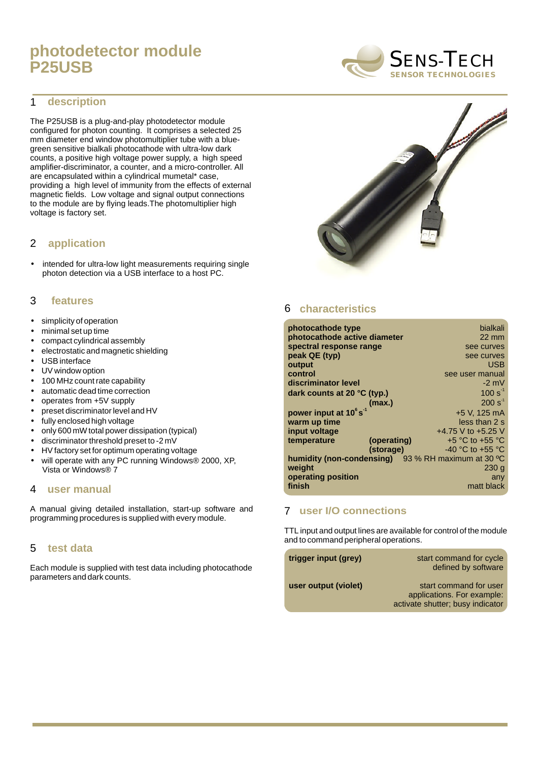# photodetector module P25USB

SENS-TECH SENSOR TECHNOLOGIES

## 1 description

The P25USB is a plug-and-play photodetector module configured for photon counting. It comprises a selected 25 mm diameter end window photomultiplier tube with a blue-green sensitive bialkali photocathode with ultra-low dark counts, a positive high voltage power supply, a high speed amplifier-discriminator, a counter, and a micro-controller. All are encapsulated within a cylindrical mumetal* case, providing a high level of immunity from the effects of external magnetic fields. Low voltage and signal output connections to the module are by flying leads.The photomultiplier high voltage is factory set.

## 2 application

- intended for ultra-low light measurements requiring single photon detection via a USB interface to a host PC.

## 3 features

- simplicity of operation
- minimal set up time
- compact cylindrical assembly
- electrostatic and magnetic shielding
- USB interface
- UV window option
- 100 MHz count rate capability
- automatic dead time correction
- operates from +5V supply
- preset discriminator level and HV
- fully enclosed high voltage
- only 600 mW total power dissipation (typical)
- discriminator threshold preset to -2 mV
- HV factory set for optimum operating voltage
- will operate with any PC running Windows® 2000, XP, Vista or Windows® 7

## 4 user manual

A manual giving detailed installation, start-up software and programming procedures is supplied with every module.

## 5 test data

Each module is supplied with test data including photocathode parameters and dark counts.

## 6 characteristics

| | | |
|---|---|---|
| **photocathode type** | | bialkali |
| **photocathode active diameter** | | 22 mm |
| **spectral response range** | | see curves |
| **peak QE (typ)** | | see curves |
| **output** | | USB |
| **control** | | see user manual |
| **discriminator level** | | -2 mV |
| **dark counts at 20 °C** | **(typ.)** | 100 $s^{-1}$ |
| | **(max.)** | 200 $s^{-1}$ |
| **power input at $10^6$ $s^{-1}$** | | +5 V, 125 mA |
| **warm up time** | | less than 2 s |
| **input voltage** | | +4.75 V to +5.25 V |
| **temperature** | **(operating)** | +5 °C to +55 °C |
| | **(storage)** | -40 °C to +55 °C |
| **humidity (non-condensing)** | | 93 % RH maximum at 30 ºC |
| **weight** | | 230 g |
| **operating position** | | any |
| **finish** | | matt black |

## 7 user I/O connections

TTL input and output lines are available for control of the module and to command peripheral operations.

| | |
|---|---|
| **trigger input (grey)** | start command for cycle defined by software |
| **user output (violet)** | start command for user applications. For example: activate shutter; busy indicator |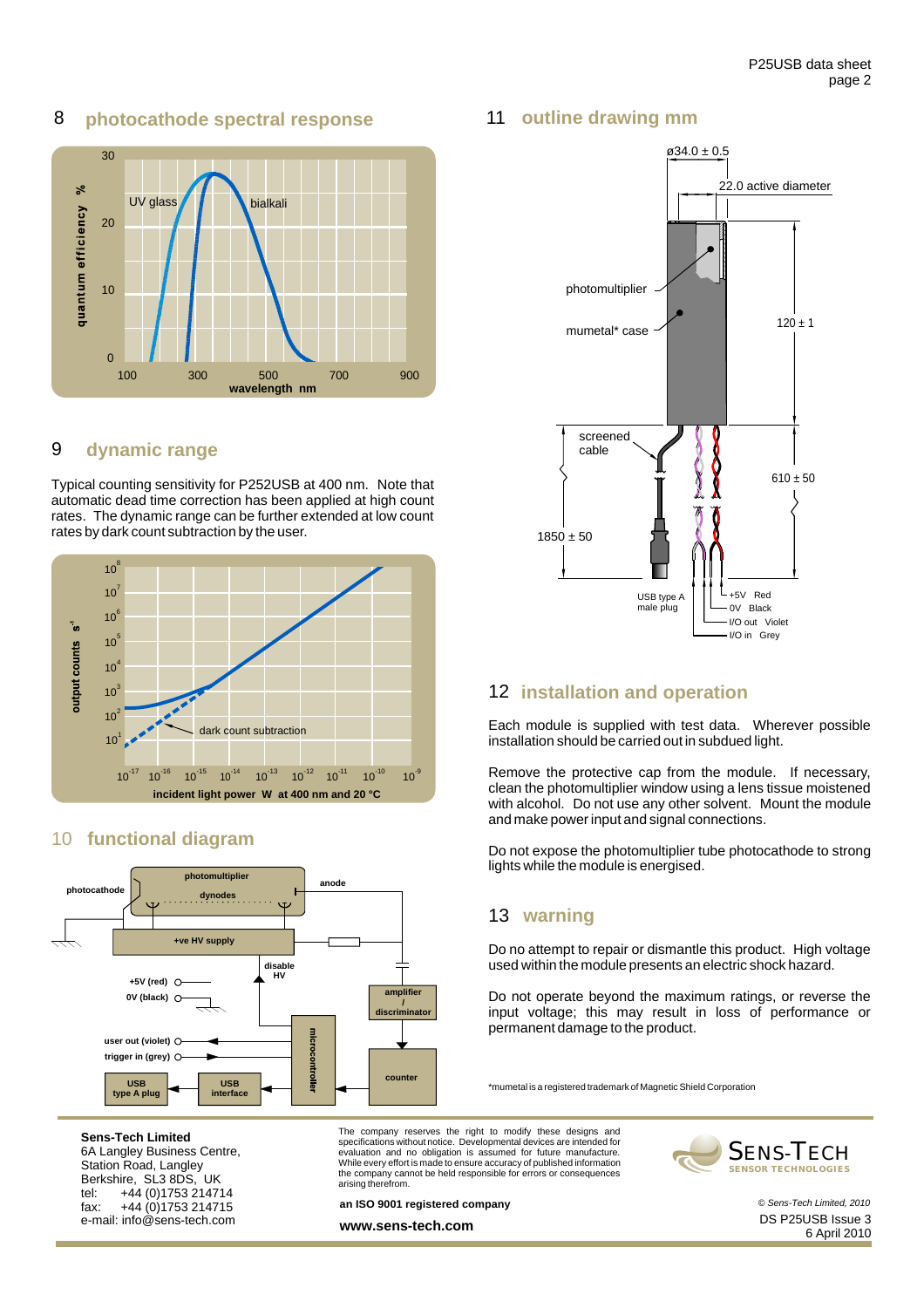## 8 photocathode spectral response

quantum efficiency %
30
20
10
0
100
300
500
700
900
wavelength nm
UV glass
bialkali

## 9 dynamic range

Typical counting sensitivity for P252USB at 400 nm. Note that automatic dead time correction has been applied at high count rates. The dynamic range can be further extended at low count rates by dark count subtraction by the user.

output counts $s^{-1}$
$10^{8}$
$10^{7}$
$10^{6}$
$10^{5}$
$10^{4}$
$10^{3}$
$10^{2}$
$10^{1}$
$10^{-17}$ $10^{-16}$ $10^{-15}$ $10^{-14}$ $10^{-13}$ $10^{-12}$ $10^{-11}$ $10^{-10}$ $10^{-9}$
incident light power W at 400 nm and 20 °C
dark count subtraction

## 10 functional diagram

photocathode
photomultiplier
dynodes
anode
+ve HV supply
disable HV
+5V (red)
0V (black)
amplifier / discriminator
user out (violet)
trigger in (grey)
microcontroller
counter
USB type A plug
USB interface

## 11 outline drawing mm

ø34.0 ± 0.5
22.0 active diameter
photomultiplier
mumetal* case
120 ± 1
screened cable
610 ± 50
1850 ± 50
USB type A male plug
+5V Red
0V Black
I/O out Violet
I/O in Grey

## 12 installation and operation

Each module is supplied with test data. Wherever possible installation should be carried out in subdued light.

Remove the protective cap from the module. If necessary, clean the photomultiplier window using a lens tissue moistened with alcohol. Do not use any other solvent. Mount the module and make power input and signal connections.

Do not expose the photomultiplier tube photocathode to strong lights while the module is energised.

## 13 warning

Do no attempt to repair or dismantle this product. High voltage used within the module presents an electric shock hazard.

Do not operate beyond the maximum ratings, or reverse the input voltage; this may result in loss of performance or permanent damage to the product.

*mumetal is a registered trademark of Magnetic Shield Corporation

**Sens-Tech Limited**
6A Langley Business Centre,
Station Road, Langley
Berkshire, SL3 8DS, UK
tel: +44 (0)1753 214714
fax: +44 (0)1753 214715
e-mail: info@sens-tech.com

The company reserves the right to modify these designs and specifications without notice. Developmental devices are intended for evaluation and no obligation is assumed for future manufacture. While every effort is made to ensure accuracy of published information the company cannot be held responsible for errors or consequences arising therefrom.

**an ISO 9001 registered company**

**www.sens-tech.com**

SENS-TECH
SENSOR TECHNOLOGIES

*© Sens-Tech Limited, 2010*
DS P25USB Issue 3
6 April 2010